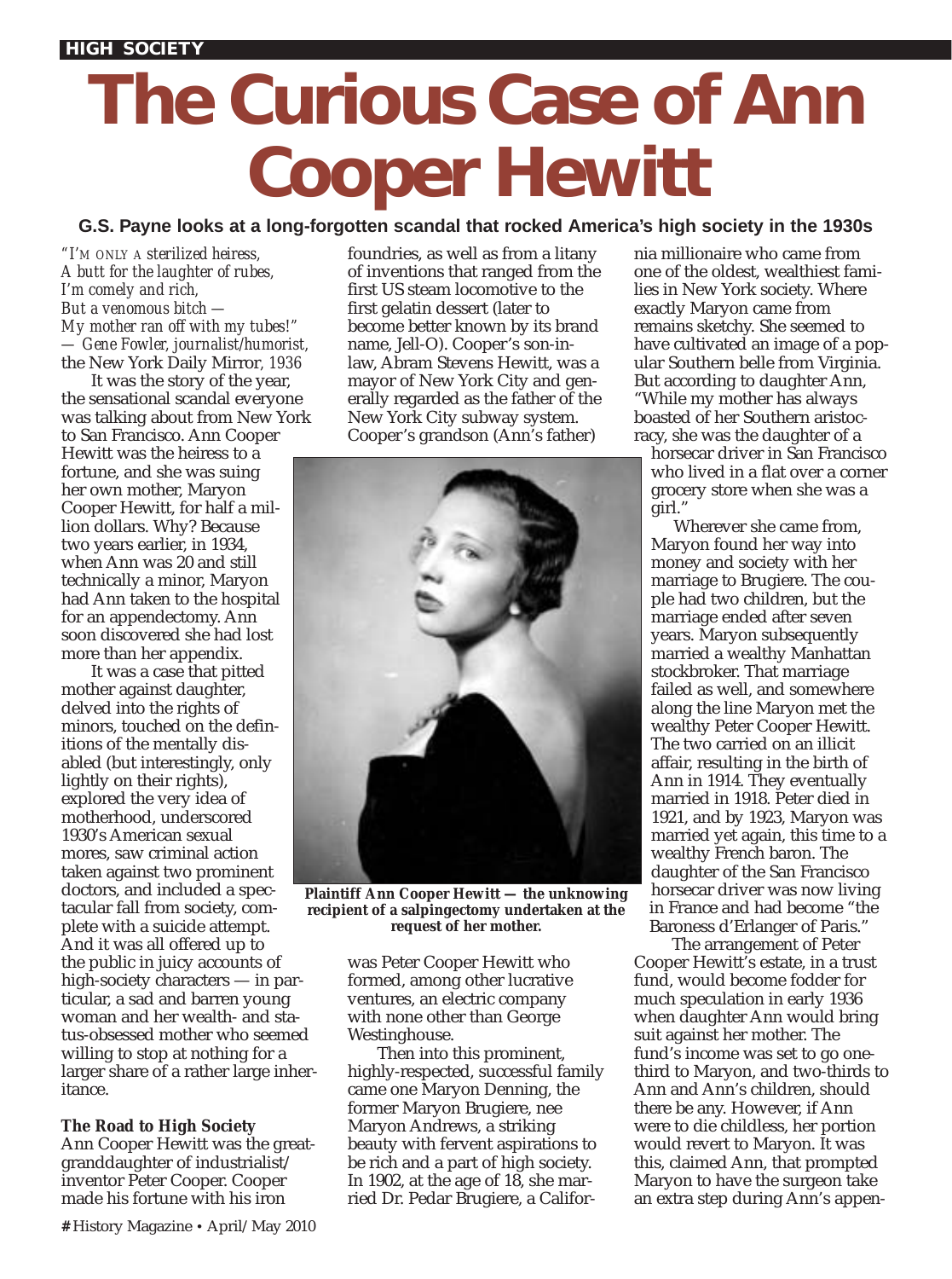HIGH SOCIETY

# The Curious Case of Ann Cooper Hewitt

**G.S. Payne looks at a long-forgotten scandal that rocked America's high society in the 1930s**

*"I'M ONLY A sterilized heiress,*
*A butt for the laughter of rubes,*
*I'm comely and rich,*
*But a venomous bitch —*
*My mother ran off with my tubes!"*
*— Gene Fowler, journalist/humorist,* the New York Daily Mirror, *1936*

It was the story of the year, the sensational scandal everyone was talking about from New York to San Francisco. Ann Cooper Hewitt was the heiress to a fortune, and she was suing her own mother, Maryon Cooper Hewitt, for half a million dollars. Why? Because two years earlier, in 1934, when Ann was 20 and still technically a minor, Maryon had Ann taken to the hospital for an appendectomy. Ann soon discovered she had lost more than her appendix.

It was a case that pitted mother against daughter, delved into the rights of minors, touched on the definitions of the mentally disabled (but interestingly, only lightly on their rights), explored the very idea of motherhood, underscored 1930's American sexual mores, saw criminal action taken against two prominent doctors, and included a spectacular fall from society, complete with a suicide attempt. And it was all offered up to the public in juicy accounts of high-society characters — in particular, a sad and barren young woman and her wealth- and status-obsessed mother who seemed willing to stop at nothing for a larger share of a rather large inheritance.

### The Road to High Society

Ann Cooper Hewitt was the great-granddaughter of industrialist/inventor Peter Cooper. Cooper made his fortune with his iron foundries, as well as from a litany of inventions that ranged from the first US steam locomotive to the first gelatin dessert (later to become better known by its brand name, Jell-O). Cooper's son-in-law, Abram Stevens Hewitt, was a mayor of New York City and generally regarded as the father of the New York City subway system. Cooper's grandson (Ann's father) was Peter Cooper Hewitt who formed, among other lucrative ventures, an electric company with none other than George Westinghouse.

**Plaintiff Ann Cooper Hewitt — the unknowing recipient of a salpingectomy undertaken at the request of her mother.**

Then into this prominent, highly-respected, successful family came one Maryon Denning, the former Maryon Brugiere, nee Maryon Andrews, a striking beauty with fervent aspirations to be rich and a part of high society. In 1902, at the age of 18, she married Dr. Pedar Brugiere, a California millionaire who came from one of the oldest, wealthiest families in New York society. Where exactly Maryon came from remains sketchy. She seemed to have cultivated an image of a popular Southern belle from Virginia. But according to daughter Ann, "While my mother has always boasted of her Southern aristocracy, she was the daughter of a horsecar driver in San Francisco who lived in a flat over a corner grocery store when she was a girl."

Wherever she came from, Maryon found her way into money and society with her marriage to Brugiere. The couple had two children, but the marriage ended after seven years. Maryon subsequently married a wealthy Manhattan stockbroker. That marriage failed as well, and somewhere along the line Maryon met the wealthy Peter Cooper Hewitt. The two carried on an illicit affair, resulting in the birth of Ann in 1914. They eventually married in 1918. Peter died in 1921, and by 1923, Maryon was married yet again, this time to a wealthy French baron. The daughter of the San Francisco horsecar driver was now living in France and had become "the Baroness d'Erlanger of Paris."

The arrangement of Peter Cooper Hewitt's estate, in a trust fund, would become fodder for much speculation in early 1936 when daughter Ann would bring suit against her mother. The fund's income was set to go one-third to Maryon, and two-thirds to Ann and Ann's children, should there be any. However, if Ann were to die childless, her portion would revert to Maryon. It was this, claimed Ann, that prompted Maryon to have the surgeon take an extra step during Ann's appen-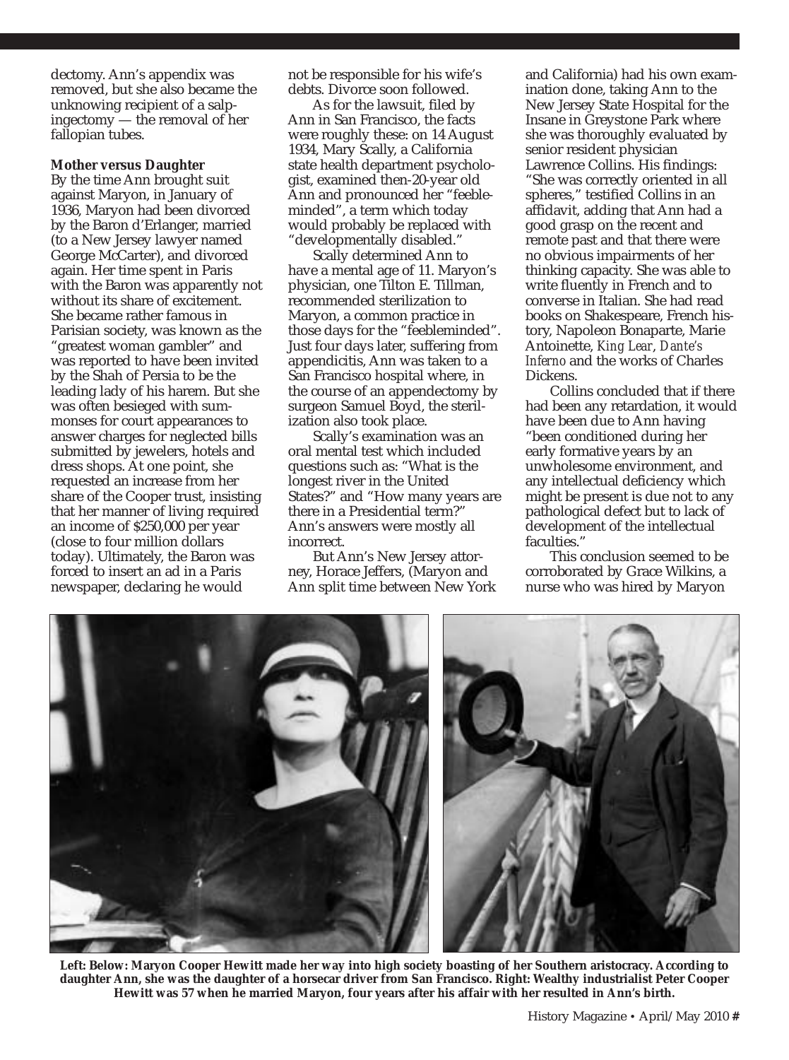dectomy. Ann's appendix was removed, but she also became the unknowing recipient of a salpingectomy — the removal of her fallopian tubes.

**Mother versus Daughter**

By the time Ann brought suit against Maryon, in January of 1936, Maryon had been divorced by the Baron d'Erlanger, married (to a New Jersey lawyer named George McCarter), and divorced again. Her time spent in Paris with the Baron was apparently not without its share of excitement. She became rather famous in Parisian society, was known as the "greatest woman gambler" and was reported to have been invited by the Shah of Persia to be the leading lady of his harem. But she was often besieged with summonses for court appearances to answer charges for neglected bills submitted by jewelers, hotels and dress shops. At one point, she requested an increase from her share of the Cooper trust, insisting that her manner of living required an income of $250,000 per year (close to four million dollars today). Ultimately, the Baron was forced to insert an ad in a Paris newspaper, declaring he would not be responsible for his wife's debts. Divorce soon followed.

As for the lawsuit, filed by Ann in San Francisco, the facts were roughly these: on 14 August 1934, Mary Scally, a California state health department psychologist, examined then-20-year old Ann and pronounced her "feebleminded", a term which today would probably be replaced with "developmentally disabled."

Scally determined Ann to have a mental age of 11. Maryon's physician, one Tilton E. Tillman, recommended sterilization to Maryon, a common practice in those days for the "feebleminded". Just four days later, suffering from appendicitis, Ann was taken to a San Francisco hospital where, in the course of an appendectomy by surgeon Samuel Boyd, the sterilization also took place.

Scally's examination was an oral mental test which included questions such as: "What is the longest river in the United States?" and "How many years are there in a Presidential term?" Ann's answers were mostly all incorrect.

But Ann's New Jersey attorney, Horace Jeffers, (Maryon and Ann split time between New York and California) had his own examination done, taking Ann to the New Jersey State Hospital for the Insane in Greystone Park where she was thoroughly evaluated by senior resident physician Lawrence Collins. His findings: "She was correctly oriented in all spheres," testified Collins in an affidavit, adding that Ann had a good grasp on the recent and remote past and that there were no obvious impairments of her thinking capacity. She was able to write fluently in French and to converse in Italian. She had read books on Shakespeare, French history, Napoleon Bonaparte, Marie Antoinette, *King Lear*, *Dante's Inferno* and the works of Charles Dickens.

Collins concluded that if there had been any retardation, it would have been due to Ann having "been conditioned during her early formative years by an unwholesome environment, and any intellectual deficiency which might be present is due not to any pathological defect but to lack of development of the intellectual faculties."

This conclusion seemed to be corroborated by Grace Wilkins, a nurse who was hired by Maryon

**Left: Below: Maryon Cooper Hewitt made her way into high society boasting of her Southern aristocracy. According to daughter Ann, she was the daughter of a horsecar driver from San Francisco. Right: Wealthy industrialist Peter Cooper Hewitt was 57 when he married Maryon, four years after his affair with her resulted in Ann's birth.**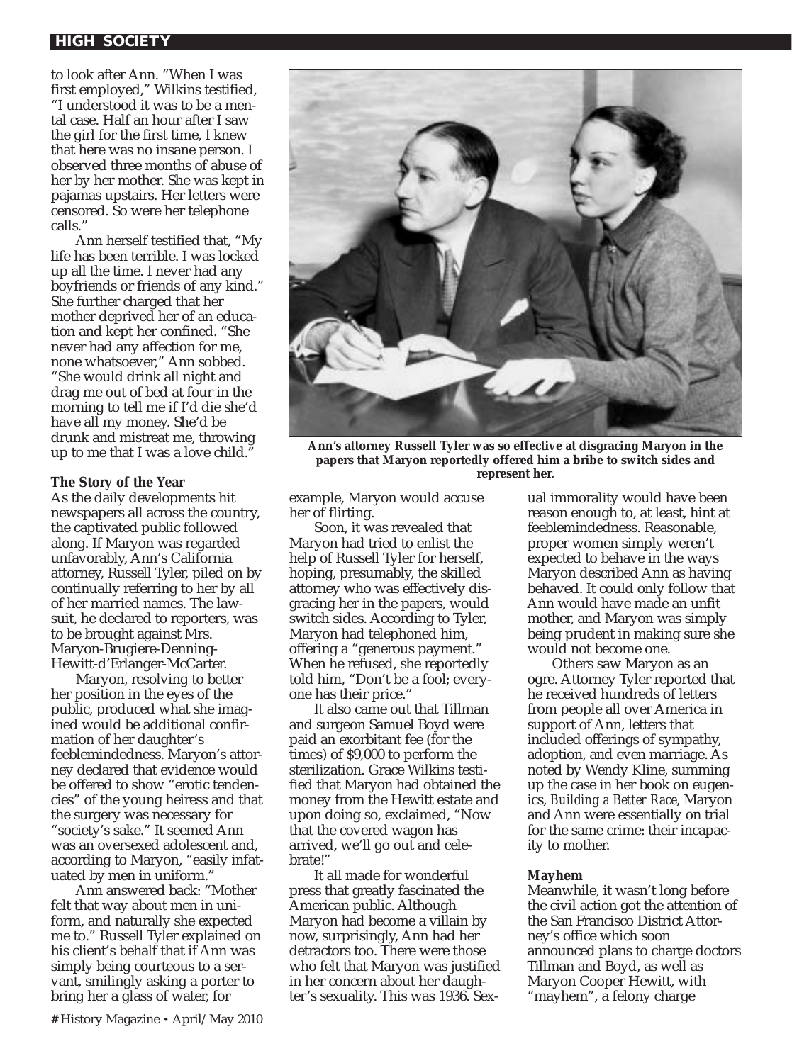to look after Ann. "When I was first employed," Wilkins testified, "I understood it was to be a mental case. Half an hour after I saw the girl for the first time, I knew that here was no insane person. I observed three months of abuse of her by her mother. She was kept in pajamas upstairs. Her letters were censored. So were her telephone calls."

Ann herself testified that, "My life has been terrible. I was locked up all the time. I never had any boyfriends or friends of any kind." She further charged that her mother deprived her of an education and kept her confined. "She never had any affection for me, none whatsoever," Ann sobbed. "She would drink all night and drag me out of bed at four in the morning to tell me if I'd die she'd have all my money. She'd be drunk and mistreat me, throwing up to me that I was a love child."

**Ann's attorney Russell Tyler was so effective at disgracing Maryon in the papers that Maryon reportedly offered him a bribe to switch sides and represent her.**

### The Story of the Year

As the daily developments hit newspapers all across the country, the captivated public followed along. If Maryon was regarded unfavorably, Ann's California attorney, Russell Tyler, piled on by continually referring to her by all of her married names. The lawsuit, he declared to reporters, was to be brought against Mrs. Maryon-Brugiere-Denning-Hewitt-d'Erlanger-McCarter.

Maryon, resolving to better her position in the eyes of the public, produced what she imagined would be additional confirmation of her daughter's feeblemindedness. Maryon's attorney declared that evidence would be offered to show "erotic tendencies" of the young heiress and that the surgery was necessary for "society's sake." It seemed Ann was an oversexed adolescent and, according to Maryon, "easily infatuated by men in uniform."

Ann answered back: "Mother felt that way about men in uniform, and naturally she expected me to." Russell Tyler explained on his client's behalf that if Ann was simply being courteous to a servant, smilingly asking a porter to bring her a glass of water, for example, Maryon would accuse her of flirting.

Soon, it was revealed that Maryon had tried to enlist the help of Russell Tyler for herself, hoping, presumably, the skilled attorney who was effectively disgracing her in the papers, would switch sides. According to Tyler, Maryon had telephoned him, offering a "generous payment." When he refused, she reportedly told him, "Don't be a fool; everyone has their price."

It also came out that Tillman and surgeon Samuel Boyd were paid an exorbitant fee (for the times) of $9,000 to perform the sterilization. Grace Wilkins testified that Maryon had obtained the money from the Hewitt estate and upon doing so, exclaimed, "Now that the covered wagon has arrived, we'll go out and celebrate!"

It all made for wonderful press that greatly fascinated the American public. Although Maryon had become a villain by now, surprisingly, Ann had her detractors too. There were those who felt that Maryon was justified in her concern about her daughter's sexuality. This was 1936. Sexual immorality would have been reason enough to, at least, hint at feeblemindedness. Reasonable, proper women simply weren't expected to behave in the ways Maryon described Ann as having behaved. It could only follow that Ann would have made an unfit mother, and Maryon was simply being prudent in making sure she would not become one.

Others saw Maryon as an ogre. Attorney Tyler reported that he received hundreds of letters from people all over America in support of Ann, letters that included offerings of sympathy, adoption, and even marriage. As noted by Wendy Kline, summing up the case in her book on eugenics, *Building a Better Race*, Maryon and Ann were essentially on trial for the same crime: their incapacity to mother.

### Mayhem

Meanwhile, it wasn't long before the civil action got the attention of the San Francisco District Attorney's office which soon announced plans to charge doctors Tillman and Boyd, as well as Maryon Cooper Hewitt, with "mayhem", a felony charge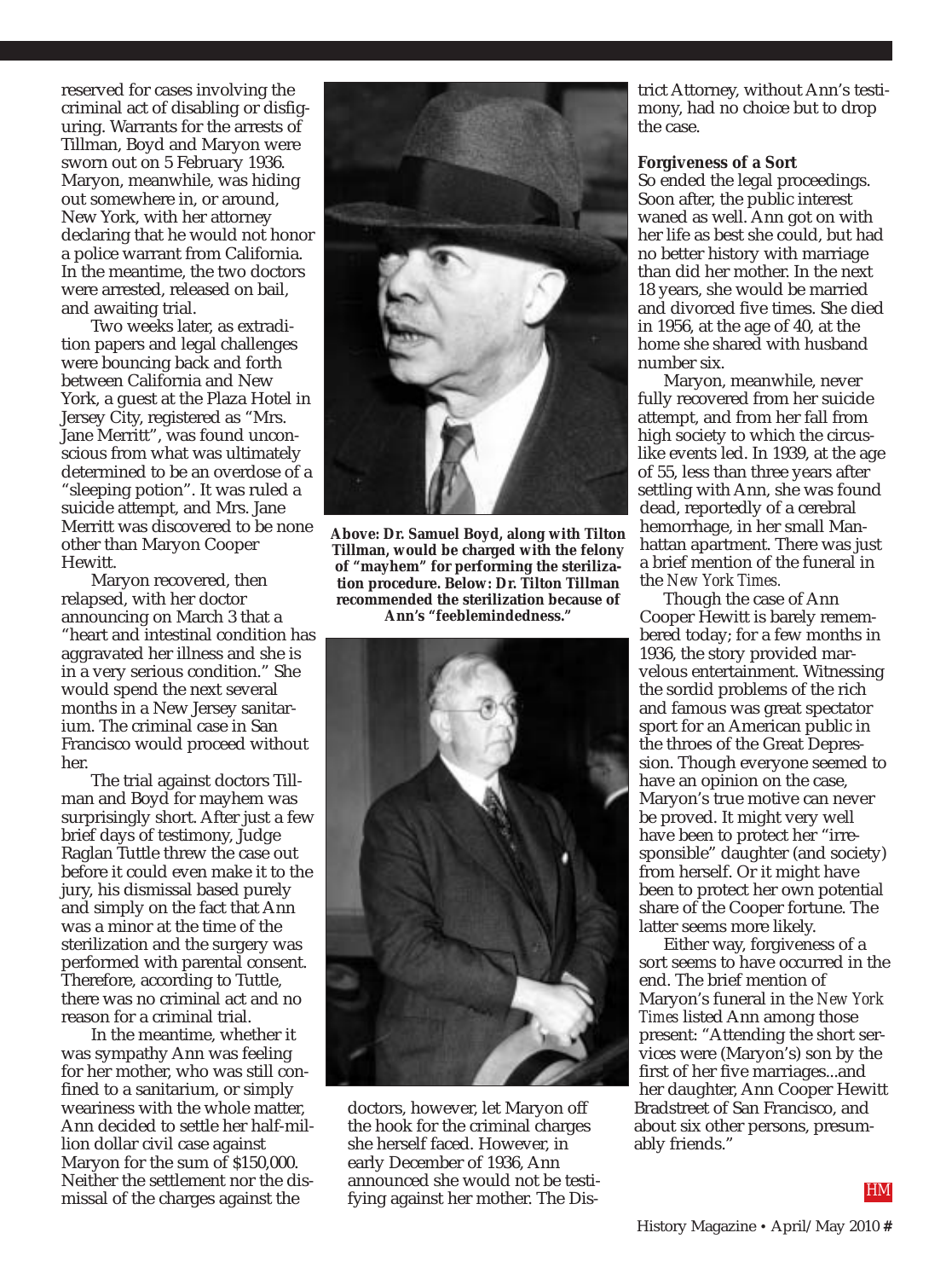reserved for cases involving the criminal act of disabling or disfiguring. Warrants for the arrests of Tillman, Boyd and Maryon were sworn out on 5 February 1936. Maryon, meanwhile, was hiding out somewhere in, or around, New York, with her attorney declaring that he would not honor a police warrant from California. In the meantime, the two doctors were arrested, released on bail, and awaiting trial.

Two weeks later, as extradition papers and legal challenges were bouncing back and forth between California and New York, a guest at the Plaza Hotel in Jersey City, registered as "Mrs. Jane Merritt", was found unconscious from what was ultimately determined to be an overdose of a "sleeping potion". It was ruled a suicide attempt, and Mrs. Jane Merritt was discovered to be none other than Maryon Cooper Hewitt.

Maryon recovered, then relapsed, with her doctor announcing on March 3 that a "heart and intestinal condition has aggravated her illness and she is in a very serious condition." She would spend the next several months in a New Jersey sanitarium. The criminal case in San Francisco would proceed without her.

The trial against doctors Tillman and Boyd for mayhem was surprisingly short. After just a few brief days of testimony, Judge Raglan Tuttle threw the case out before it could even make it to the jury, his dismissal based purely and simply on the fact that Ann was a minor at the time of the sterilization and the surgery was performed with parental consent. Therefore, according to Tuttle, there was no criminal act and no reason for a criminal trial.

In the meantime, whether it was sympathy Ann was feeling for her mother, who was still confined to a sanitarium, or simply weariness with the whole matter, Ann decided to settle her half-million dollar civil case against Maryon for the sum of $150,000. Neither the settlement nor the dismissal of the charges against the doctors, however, let Maryon off the hook for the criminal charges she herself faced. However, in early December of 1936, Ann announced she would not be testifying against her mother. The District Attorney, without Ann's testimony, had no choice but to drop the case.

**Above: Dr. Samuel Boyd, along with Tilton Tillman, would be charged with the felony of "mayhem" for performing the sterilization procedure. Below: Dr. Tilton Tillman recommended the sterilization because of Ann's "feeblemindedness."**

### Forgiveness of a Sort

So ended the legal proceedings. Soon after, the public interest waned as well. Ann got on with her life as best she could, but had no better history with marriage than did her mother. In the next 18 years, she would be married and divorced five times. She died in 1956, at the age of 40, at the home she shared with husband number six.

Maryon, meanwhile, never fully recovered from her suicide attempt, and from her fall from high society to which the circus-like events led. In 1939, at the age of 55, less than three years after settling with Ann, she was found dead, reportedly of a cerebral hemorrhage, in her small Manhattan apartment. There was just a brief mention of the funeral in the *New York Times.*

Though the case of Ann Cooper Hewitt is barely remembered today; for a few months in 1936, the story provided marvelous entertainment. Witnessing the sordid problems of the rich and famous was great spectator sport for an American public in the throes of the Great Depression. Though everyone seemed to have an opinion on the case, Maryon's true motive can never be proved. It might very well have been to protect her "irresponsible" daughter (and society) from herself. Or it might have been to protect her own potential share of the Cooper fortune. The latter seems more likely.

Either way, forgiveness of a sort seems to have occurred in the end. The brief mention of Maryon's funeral in the *New York Times* listed Ann among those present: "Attending the short services were (Maryon's) son by the first of her five marriages...and her daughter, Ann Cooper Hewitt Bradstreet of San Francisco, and about six other persons, presumably friends."